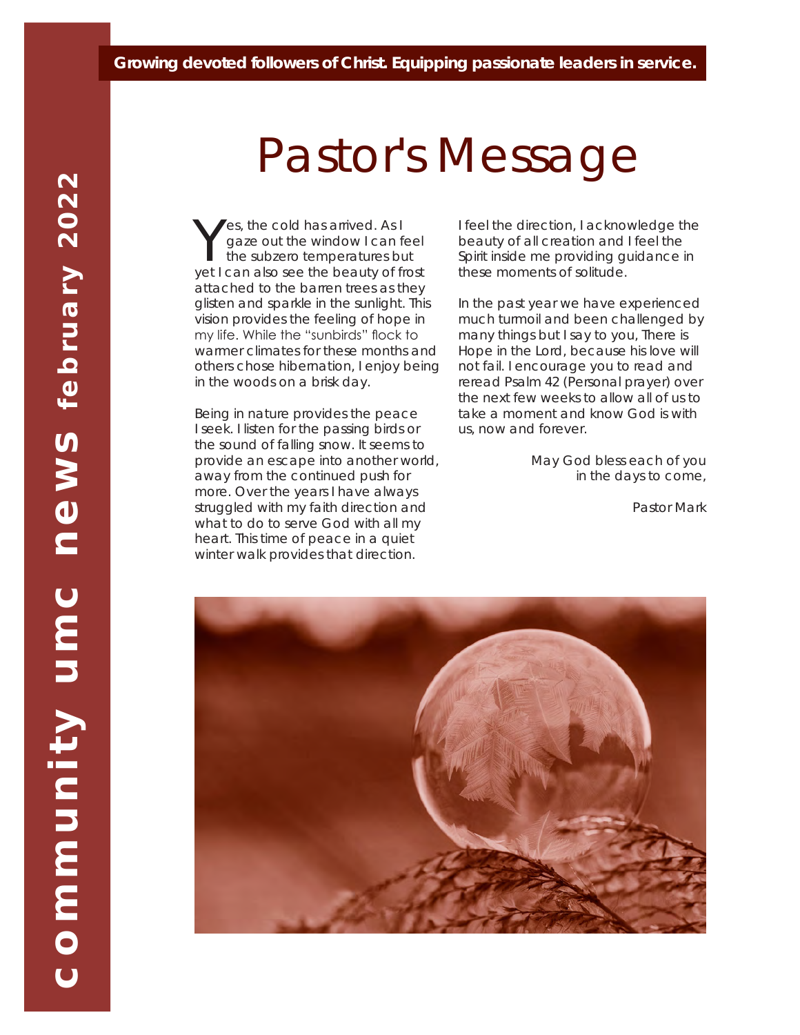**Growing devoted followers of Christ. Equipping passionate leaders in service.**

**community umc news february 2022**

# Pastor's Message

Yes, the cold has arrived. As I gaze out the window I can feel the subzero temperatures but yet I can also see the beauty of frost attached to the barren trees as they glisten and sparkle in the sunlight. This vision provides the feeling of hope in my life. While the "sunbirds" flock to warmer climates for these months and others chose hibernation, I enjoy being in the woods on a brisk day.

Being in nature provides the peace I seek. I listen for the passing birds or the sound of falling snow. It seems to provide an escape into another world, away from the continued push for more. Over the years I have always struggled with my faith direction and what to do to serve God with all my heart. This time of peace in a quiet winter walk provides that direction.

I feel the direction, I acknowledge the beauty of all creation and I feel the Spirit inside me providing guidance in these moments of solitude.

In the past year we have experienced much turmoil and been challenged by many things but I say to you, There is Hope in the Lord, because his love will not fail. I encourage you to read and reread Psalm 42 (Personal prayer) over the next few weeks to allow all of us to take a moment and know God is with us, now and forever.

May God bless each of you in the days to come,

Pastor Mark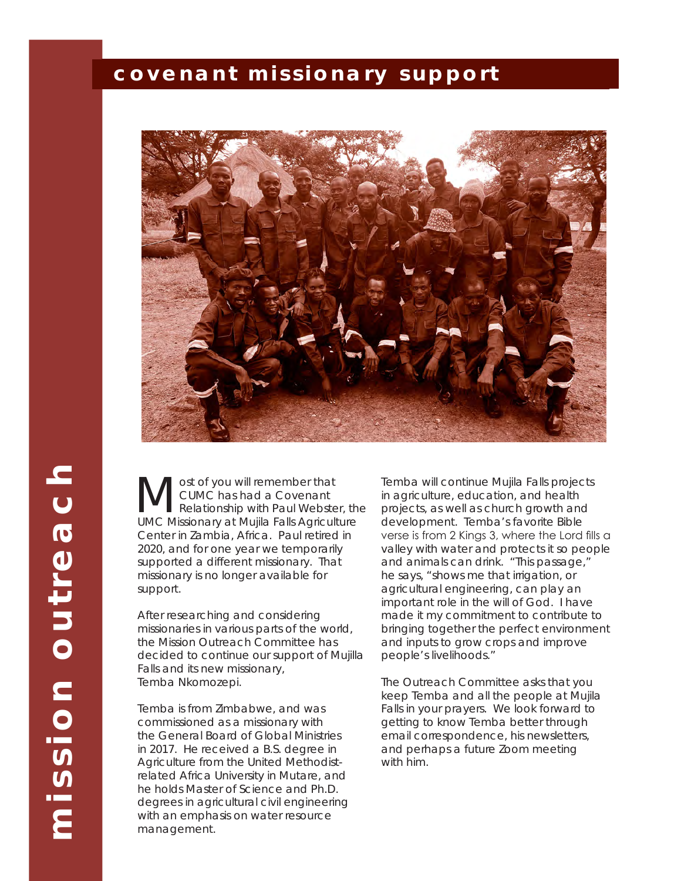# covenant missionary support

## mission outreach

Most of you will remember that CUMC has had a Covenant Relationship with Paul Webster, the UMC Missionary at Mujila Falls Agriculture Center in Zambia, Africa. Paul retired in 2020, and for one year we temporarily supported a different missionary. That missionary is no longer available for support.

After researching and considering missionaries in various parts of the world, the Mission Outreach Committee has decided to continue our support of Mujilla Falls and its new missionary, Temba Nkomozepi.

Temba is from Zimbabwe, and was commissioned as a missionary with the General Board of Global Ministries in 2017. He received a B.S. degree in Agriculture from the United Methodist-related Africa University in Mutare, and he holds Master of Science and Ph.D. degrees in agricultural civil engineering with an emphasis on water resource management.

Temba will continue Mujila Falls projects in agriculture, education, and health projects, as well as church growth and development. Temba's favorite Bible verse is from 2 Kings 3, where the Lord fills a valley with water and protects it so people and animals can drink. "This passage," he says, "shows me that irrigation, or agricultural engineering, can play an important role in the will of God. I have made it my commitment to contribute to bringing together the perfect environment and inputs to grow crops and improve people's livelihoods."

The Outreach Committee asks that you keep Temba and all the people at Mujila Falls in your prayers. We look forward to getting to know Temba better through email correspondence, his newsletters, and perhaps a future Zoom meeting with him.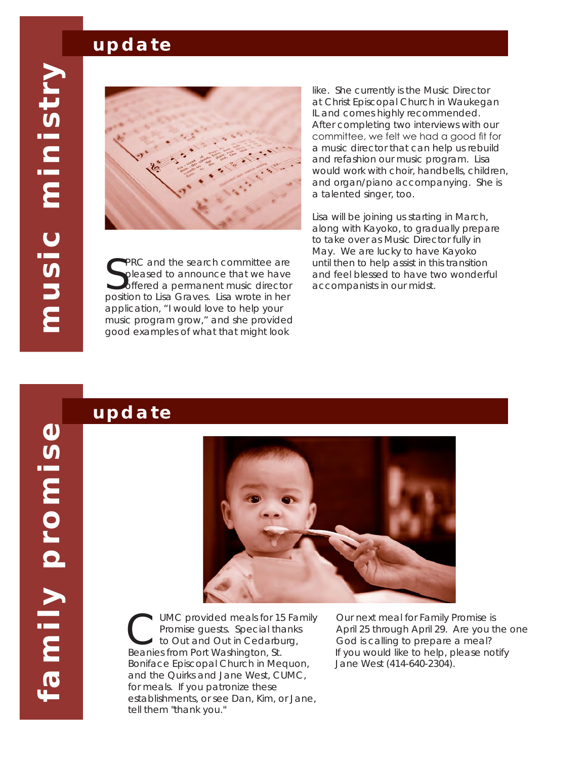# music ministry

## update

SPRC and the search committee are pleased to announce that we have offered a permanent music director position to Lisa Graves. Lisa wrote in her application, "I would love to help your music program grow," and she provided good examples of what that might look like. She currently is the Music Director at Christ Episcopal Church in Waukegan IL and comes highly recommended. After completing two interviews with our committee, we felt we had a good fit for a music director that can help us rebuild and refashion our music program. Lisa would work with choir, handbells, children, and organ/piano accompanying. She is a talented singer, too.

Lisa will be joining us starting in March, along with Kayoko, to gradually prepare to take over as Music Director fully in May. We are lucky to have Kayoko until then to help assist in this transition and feel blessed to have two wonderful accompanists in our midst.

# family promise

## update

CUMC provided meals for 15 Family Promise guests. Special thanks to Out and Out in Cedarburg, Beanies from Port Washington, St. Boniface Episcopal Church in Mequon, and the Quirks and Jane West, CUMC, for meals. If you patronize these establishments, or see Dan, Kim, or Jane, tell them "thank you."

Our next meal for Family Promise is April 25 through April 29. Are you the one God is calling to prepare a meal? If you would like to help, please notify Jane West (414-640-2304).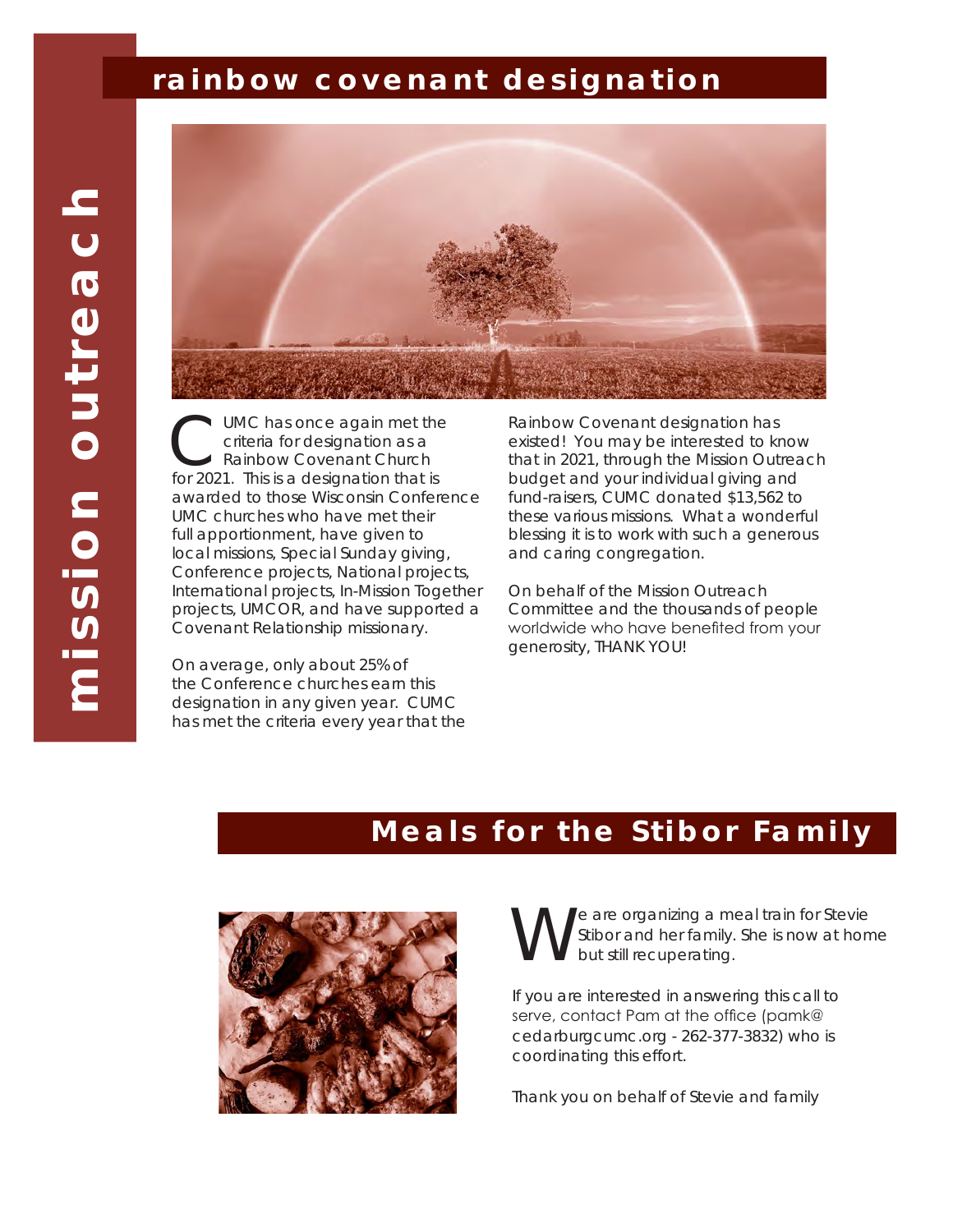# mission outreach

## rainbow covenant designation

CUMC has once again met the criteria for designation as a Rainbow Covenant Church for 2021. This is a designation that is awarded to those Wisconsin Conference UMC churches who have met their full apportionment, have given to local missions, Special Sunday giving, Conference projects, National projects, International projects, In-Mission Together projects, UMCOR, and have supported a Covenant Relationship missionary.

On average, only about 25% of the Conference churches earn this designation in any given year. CUMC has met the criteria every year that the Rainbow Covenant designation has existed! You may be interested to know that in 2021, through the Mission Outreach budget and your individual giving and fund-raisers, CUMC donated $13,562 to these various missions. What a wonderful blessing it is to work with such a generous and caring congregation.

On behalf of the Mission Outreach Committee and the thousands of people worldwide who have benefited from your generosity, THANK YOU!

## Meals for the Stibor Family

We are organizing a meal train for Stevie Stibor and her family. She is now at home but still recuperating.

If you are interested in answering this call to serve, contact Pam at the office (pamk@cedarburgcumc.org - 262-377-3832) who is coordinating this effort.

Thank you on behalf of Stevie and family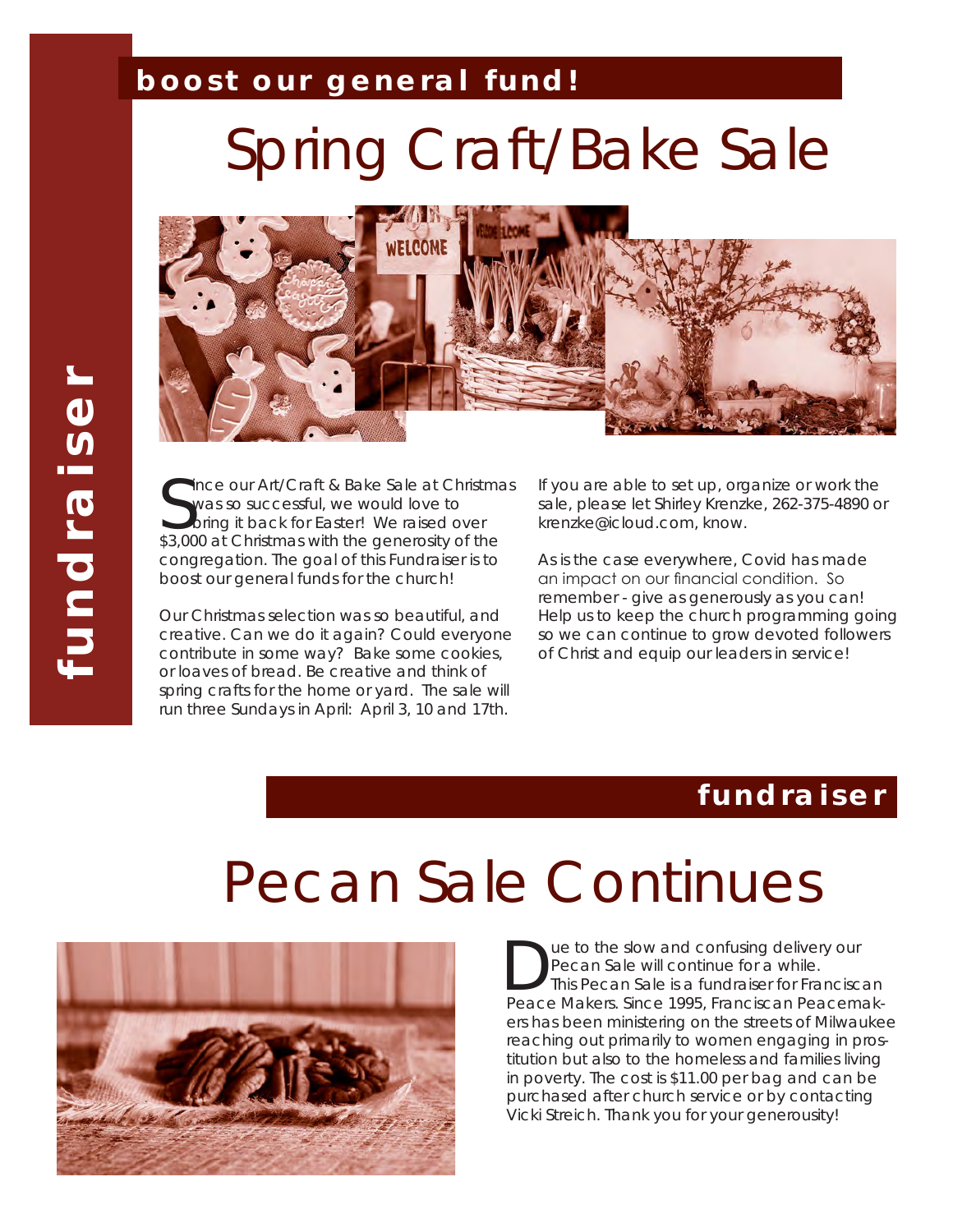**fundraiser**

**boost our general fund!**

# Spring Craft/Bake Sale

Since our Art/Craft & Bake Sale at Christmas was so successful, we would love to bring it back for Easter! We raised over $3,000 at Christmas with the generosity of the congregation. The goal of this Fundraiser is to boost our general funds for the church!

Our Christmas selection was so beautiful, and creative. Can we do it again? Could everyone contribute in some way? Bake some cookies, or loaves of bread. Be creative and think of spring crafts for the home or yard. The sale will run three Sundays in April: April 3, 10 and 17th.

If you are able to set up, organize or work the sale, please let Shirley Krenzke, 262-375-4890 or krenzke@icloud.com, know.

As is the case everywhere, Covid has made an impact on our financial condition. So remember - give as generously as you can! Help us to keep the church programming going so we can continue to grow devoted followers of Christ and equip our leaders in service!

**fundraiser**

# Pecan Sale Continues

Due to the slow and confusing delivery our Pecan Sale will continue for a while. This Pecan Sale is a fundraiser for Franciscan Peace Makers. Since 1995, Franciscan Peacemakers has been ministering on the streets of Milwaukee reaching out primarily to women engaging in prostitution but also to the homeless and families living in poverty. The cost is $11.00 per bag and can be purchased after church service or by contacting Vicki Streich. Thank you for your generousity!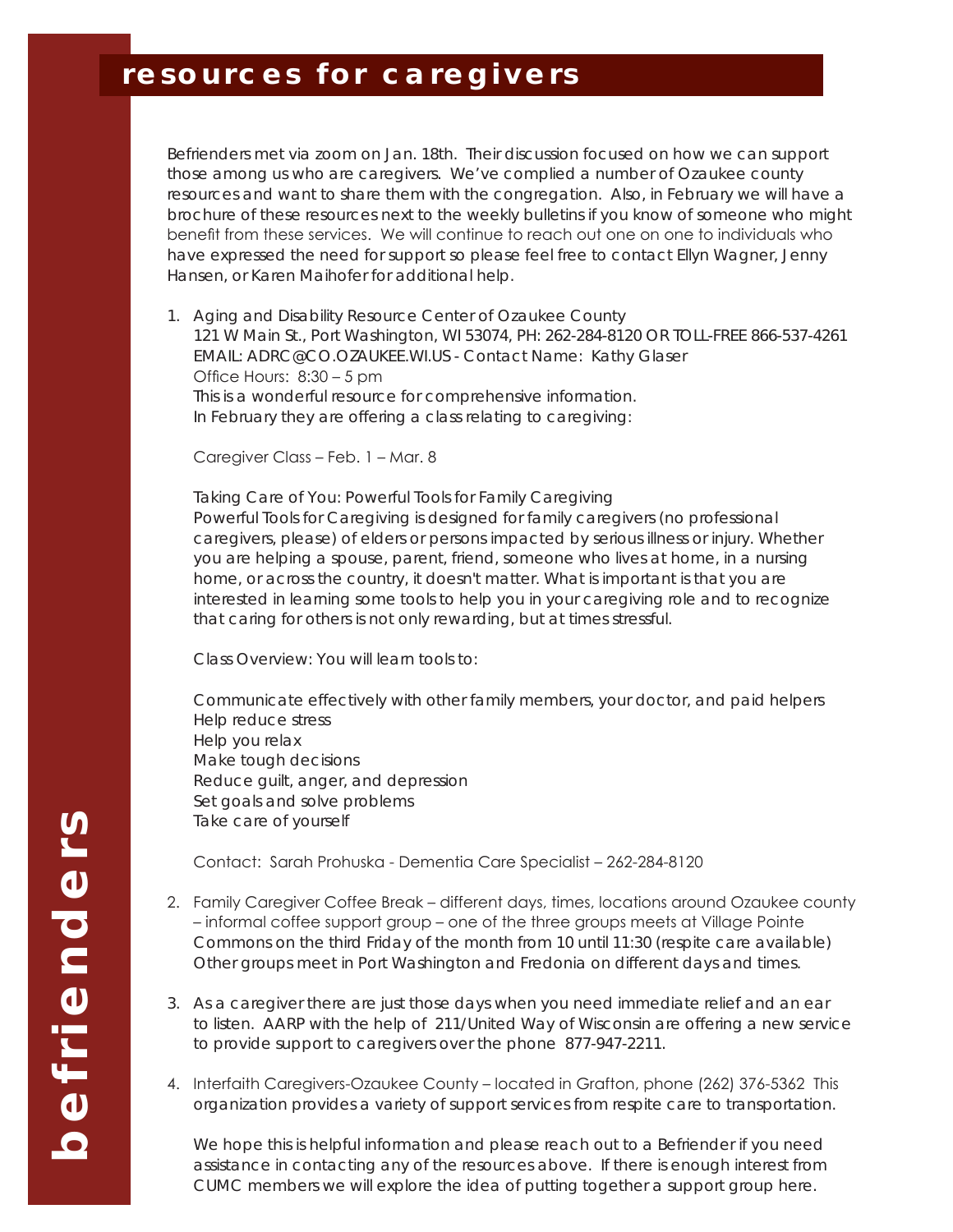# resources for caregivers

Befrienders met via zoom on Jan. 18th. Their discussion focused on how we can support those among us who are caregivers. We've complied a number of Ozaukee county resources and want to share them with the congregation. Also, in February we will have a brochure of these resources next to the weekly bulletins if you know of someone who might benefit from these services. We will continue to reach out one on one to individuals who have expressed the need for support so please feel free to contact Ellyn Wagner, Jenny Hansen, or Karen Maihofer for additional help.

1. Aging and Disability Resource Center of Ozaukee County
   121 W Main St., Port Washington, WI 53074, PH: 262-284-8120 OR TOLL-FREE 866-537-4261
   EMAIL: ADRC@CO.OZAUKEE.WI.US - Contact Name: Kathy Glaser
   Office Hours: 8:30 – 5 pm
   This is a wonderful resource for comprehensive information.
   In February they are offering a class relating to caregiving:

   Caregiver Class – Feb. 1 – Mar. 8

   Taking Care of You: Powerful Tools for Family Caregiving
   Powerful Tools for Caregiving is designed for family caregivers (no professional caregivers, please) of elders or persons impacted by serious illness or injury. Whether you are helping a spouse, parent, friend, someone who lives at home, in a nursing home, or across the country, it doesn't matter. What is important is that you are interested in learning some tools to help you in your caregiving role and to recognize that caring for others is not only rewarding, but at times stressful.

   Class Overview: You will learn tools to:

   Communicate effectively with other family members, your doctor, and paid helpers
   Help reduce stress
   Help you relax
   Make tough decisions
   Reduce guilt, anger, and depression
   Set goals and solve problems
   Take care of yourself

   Contact: Sarah Prohuska - Dementia Care Specialist – 262-284-8120

2. Family Caregiver Coffee Break – different days, times, locations around Ozaukee county – informal coffee support group – one of the three groups meets at Village Pointe Commons on the third Friday of the month from 10 until 11:30 (respite care available) Other groups meet in Port Washington and Fredonia on different days and times.

3. As a caregiver there are just those days when you need immediate relief and an ear to listen. AARP with the help of 211/United Way of Wisconsin are offering a new service to provide support to caregivers over the phone 877-947-2211.

4. Interfaith Caregivers-Ozaukee County – located in Grafton, phone (262) 376-5362 This organization provides a variety of support services from respite care to transportation.

   We hope this is helpful information and please reach out to a Befriender if you need assistance in contacting any of the resources above. If there is enough interest from CUMC members we will explore the idea of putting together a support group here.

befrienders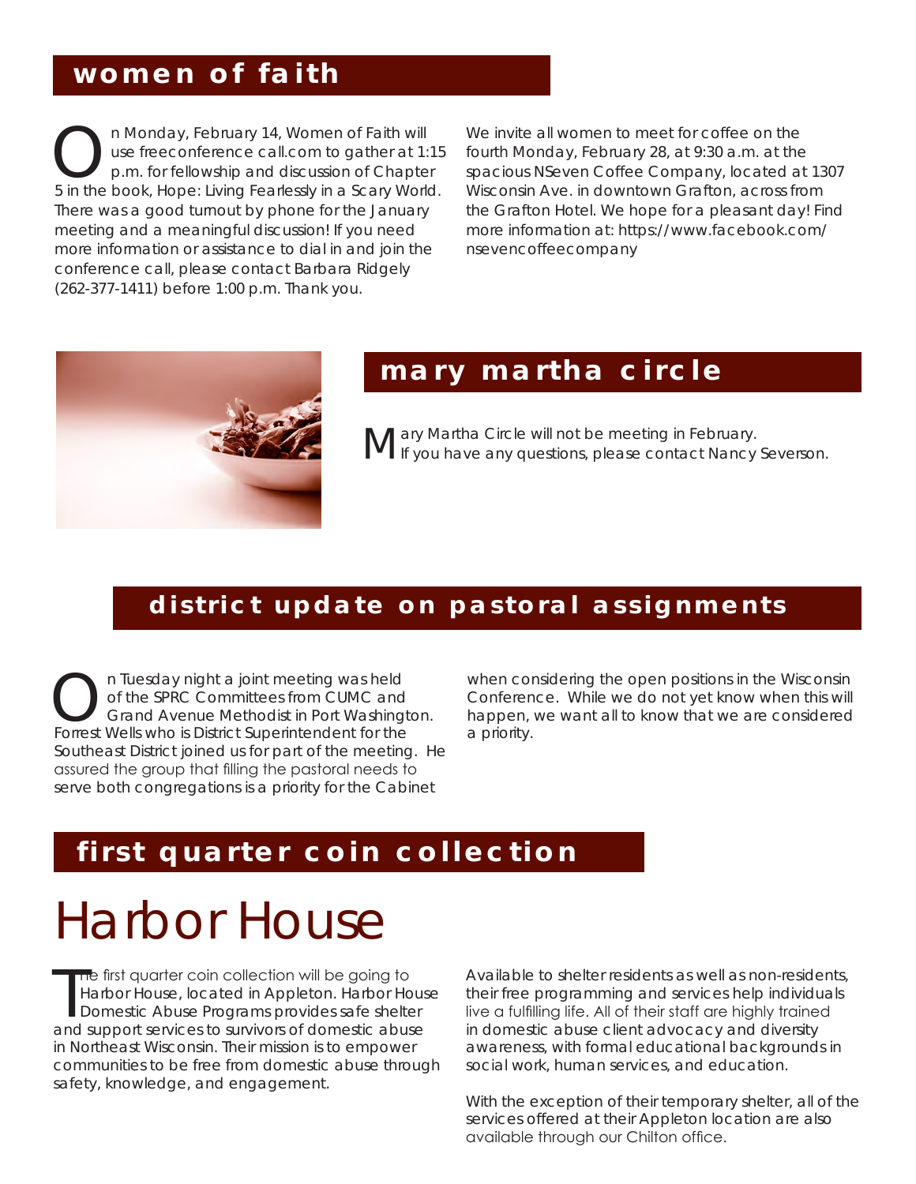## women of faith

On Monday, February 14, Women of Faith will use freeconference call.com to gather at 1:15 p.m. for fellowship and discussion of Chapter 5 in the book, Hope: Living Fearlessly in a Scary World. There was a good turnout by phone for the January meeting and a meaningful discussion! If you need more information or assistance to dial in and join the conference call, please contact Barbara Ridgely (262-377-1411) before 1:00 p.m. Thank you.

We invite all women to meet for coffee on the fourth Monday, February 28, at 9:30 a.m. at the spacious NSeven Coffee Company, located at 1307 Wisconsin Ave. in downtown Grafton, across from the Grafton Hotel. We hope for a pleasant day! Find more information at: https://www.facebook.com/nsevencoffeecompany

## mary martha circle

Mary Martha Circle will not be meeting in February. If you have any questions, please contact Nancy Severson.

## district update on pastoral assignments

On Tuesday night a joint meeting was held of the SPRC Committees from CUMC and Grand Avenue Methodist in Port Washington. Forrest Wells who is District Superintendent for the Southeast District joined us for part of the meeting. He assured the group that filling the pastoral needs to serve both congregations is a priority for the Cabinet when considering the open positions in the Wisconsin Conference. While we do not yet know when this will happen, we want all to know that we are considered a priority.

## first quarter coin collection

# Harbor House

The first quarter coin collection will be going to Harbor House, located in Appleton. Harbor House Domestic Abuse Programs provides safe shelter and support services to survivors of domestic abuse in Northeast Wisconsin. Their mission is to empower communities to be free from domestic abuse through safety, knowledge, and engagement.

Available to shelter residents as well as non-residents, their free programming and services help individuals live a fulfilling life. All of their staff are highly trained in domestic abuse client advocacy and diversity awareness, with formal educational backgrounds in social work, human services, and education.

With the exception of their temporary shelter, all of the services offered at their Appleton location are also available through our Chilton office.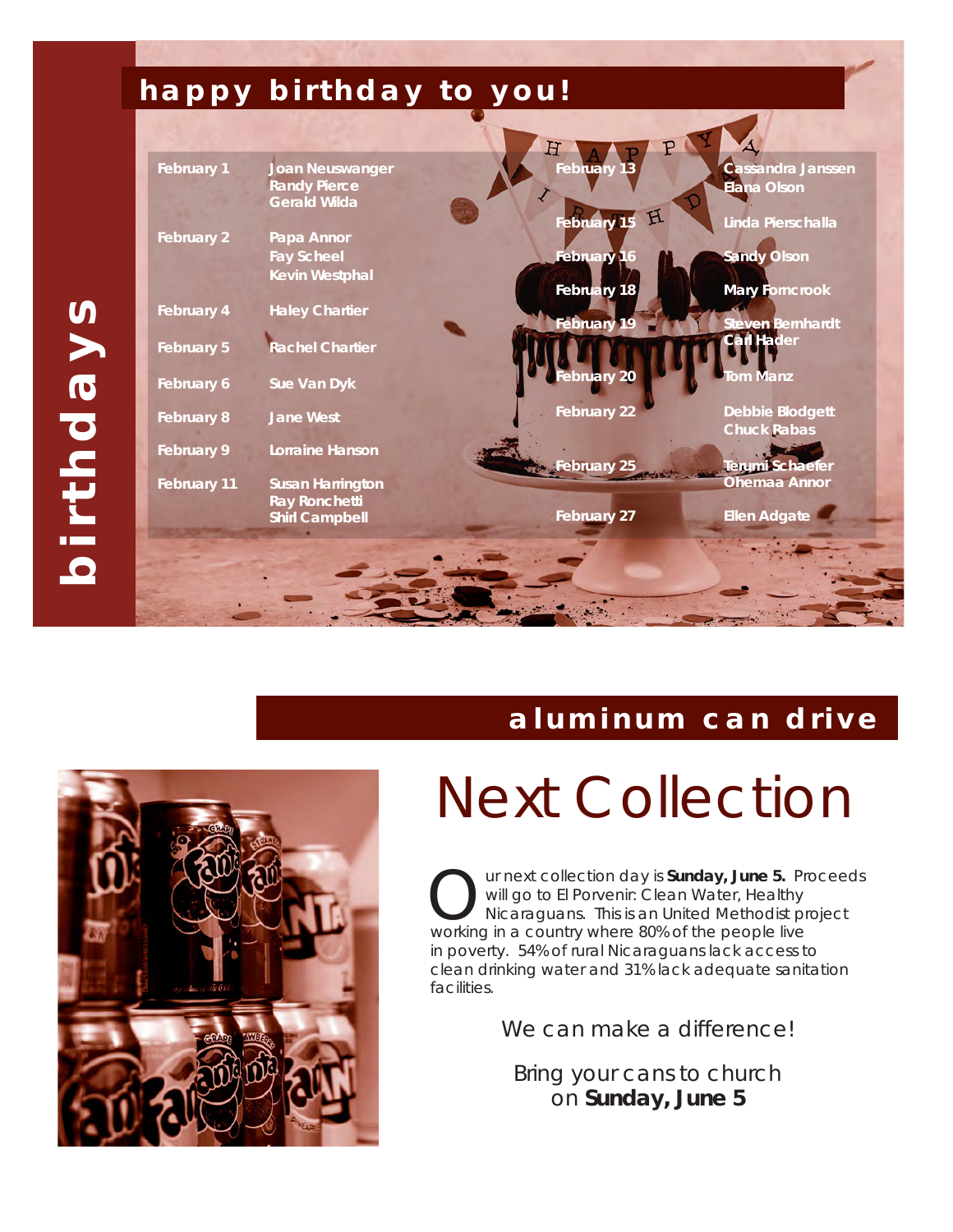# birthdays

## happy birthday to you!

| Date | Name |
|---|---|
| February 1 | Joan Neuswanger<br>Randy Pierce<br>Gerald Wilda |
| February 2 | Papa Annor<br>Fay Scheel<br>Kevin Westphal |
| February 4 | Haley Chartier |
| February 5 | Rachel Chartier |
| February 6 | Sue Van Dyk |
| February 8 | Jane West |
| February 9 | Lorraine Hanson |
| February 11 | Susan Harrington<br>Ray Ronchetti<br>Shirl Campbell |
| February 13 | Cassandra Janssen<br>Elana Olson |
| February 15 | Linda Pierschalla |
| February 16 | Sandy Olson |
| February 18 | Mary Forncrook |
| February 19 | Steven Bernhardt<br>Carl Hader |
| February 20 | Tom Manz |
| February 22 | Debbie Blodgett<br>Chuck Rabas |
| February 25 | Terumi Schaefer<br>Ohemaa Annor |
| February 27 | Ellen Adgate |

## aluminum can drive

# Next Collection

Our next collection day is **Sunday, June 5.** Proceeds will go to El Porvenir: Clean Water, Healthy Nicaraguans. This is an United Methodist project working in a country where 80% of the people live in poverty. 54% of rural Nicaraguans lack access to clean drinking water and 31% lack adequate sanitation facilities.

We can make a difference!

Bring your cans to church on **Sunday, June 5**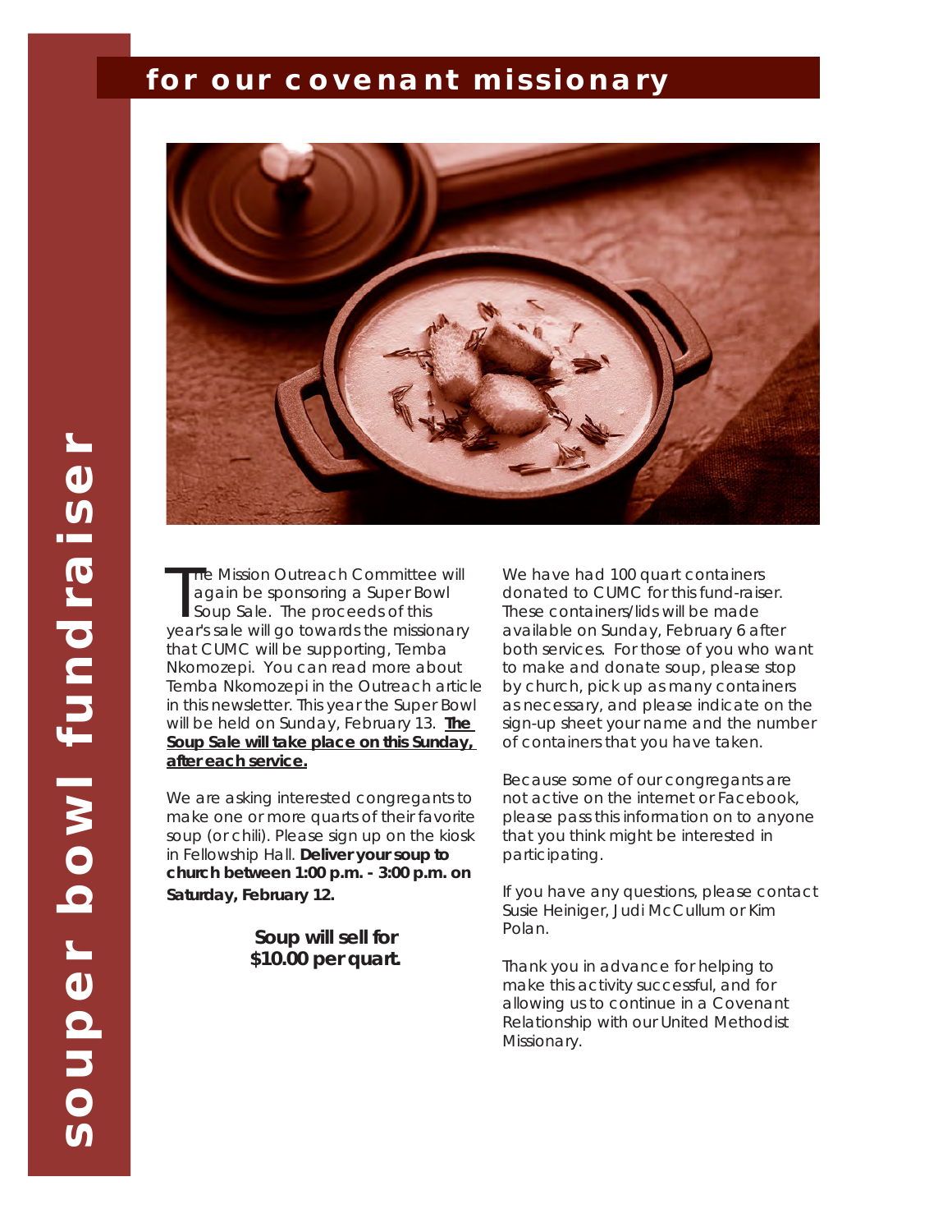# souper bowl fundraiser

## for our covenant missionary

The Mission Outreach Committee will again be sponsoring a Super Bowl Soup Sale. The proceeds of this year's sale will go towards the missionary that CUMC will be supporting, Temba Nkomozepi. You can read more about Temba Nkomozepi in the Outreach article in this newsletter. This year the Super Bowl will be held on Sunday, February 13. **<u>The Soup Sale will take place on this Sunday, after each service.</u>**

We are asking interested congregants to make one or more quarts of their favorite soup (or chili). Please sign up on the kiosk in Fellowship Hall. **Deliver your soup to church between 1:00 p.m. - 3:00 p.m. on Saturday, February 12.**

**Soup will sell for $10.00 per quart.**

We have had 100 quart containers donated to CUMC for this fund-raiser. These containers/lids will be made available on Sunday, February 6 after both services. For those of you who want to make and donate soup, please stop by church, pick up as many containers as necessary, and please indicate on the sign-up sheet your name and the number of containers that you have taken.

Because some of our congregants are not active on the internet or Facebook, please pass this information on to anyone that you think might be interested in participating.

If you have any questions, please contact Susie Heiniger, Judi McCullum or Kim Polan.

Thank you in advance for helping to make this activity successful, and for allowing us to continue in a Covenant Relationship with our United Methodist Missionary.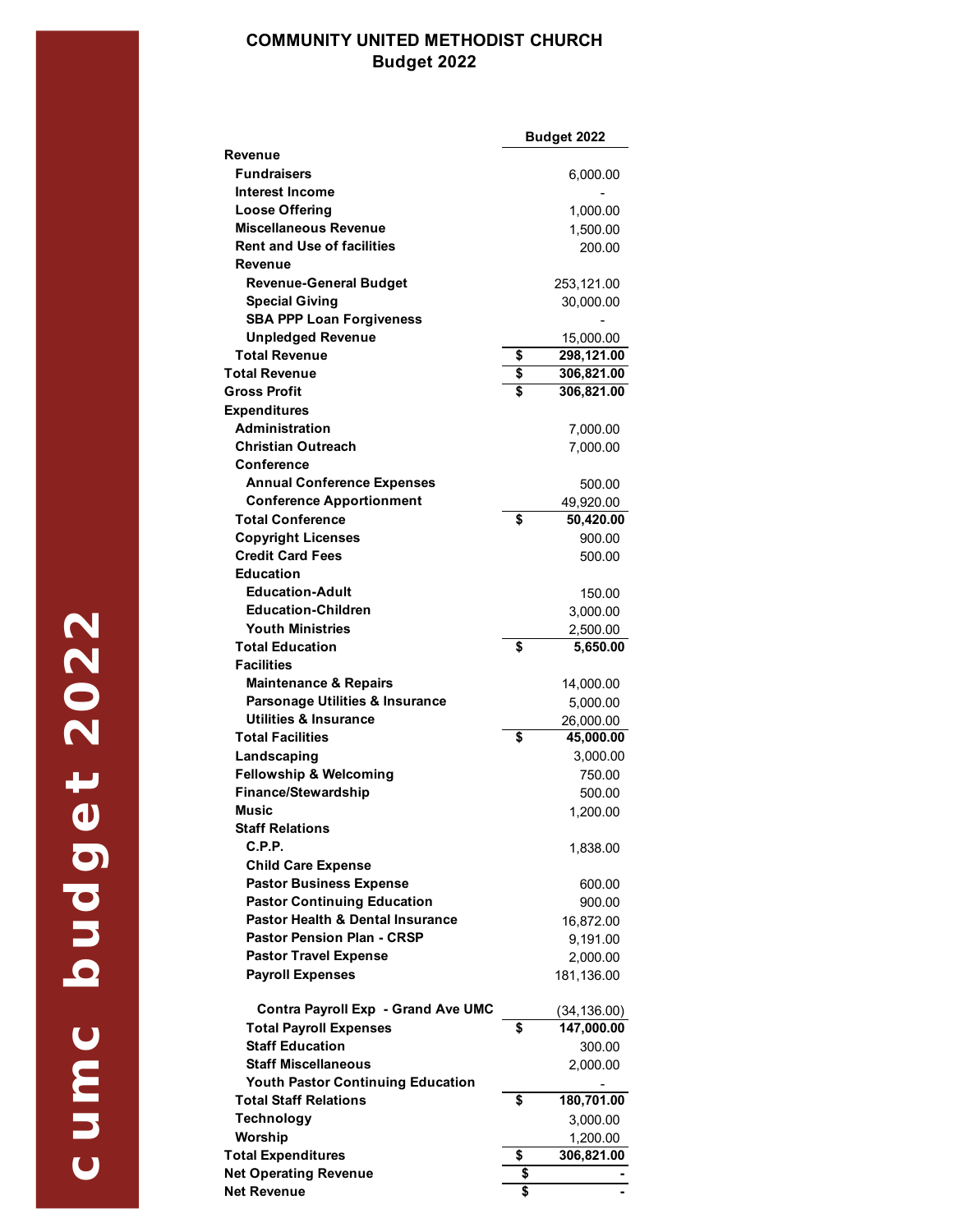# COMMUNITY UNITED METHODIST CHURCH
## Budget 2022

cumc budget 2022

| | | Budget 2022 |
|---|---|---|
| **Revenue** | | |
| **Fundraisers** | | 6,000.00 |
| **Interest Income** | | - |
| **Loose Offering** | | 1,000.00 |
| **Miscellaneous Revenue** | | 1,500.00 |
| **Rent and Use of facilities** | | 200.00 |
| **Revenue** | | |
| **Revenue-General Budget** | | 253,121.00 |
| **Special Giving** | | 30,000.00 |
| **SBA PPP Loan Forgiveness** | | - |
| **Unpledged Revenue** | | 15,000.00 |
| **Total Revenue** | $ | **298,121.00** |
| **Total Revenue** | $ | **306,821.00** |
| **Gross Profit** | $ | **306,821.00** |
| **Expenditures** | | |
| **Administration** | | 7,000.00 |
| **Christian Outreach** | | 7,000.00 |
| **Conference** | | |
| **Annual Conference Expenses** | | 500.00 |
| **Conference Apportionment** | | 49,920.00 |
| **Total Conference** | $ | **50,420.00** |
| **Copyright Licenses** | | 900.00 |
| **Credit Card Fees** | | 500.00 |
| **Education** | | |
| **Education-Adult** | | 150.00 |
| **Education-Children** | | 3,000.00 |
| **Youth Ministries** | | 2,500.00 |
| **Total Education** | $ | **5,650.00** |
| **Facilities** | | |
| **Maintenance & Repairs** | | 14,000.00 |
| **Parsonage Utilities & Insurance** | | 5,000.00 |
| **Utilities & Insurance** | | 26,000.00 |
| **Total Facilities** | $ | **45,000.00** |
| **Landscaping** | | 3,000.00 |
| **Fellowship & Welcoming** | | 750.00 |
| **Finance/Stewardship** | | 500.00 |
| **Music** | | 1,200.00 |
| **Staff Relations** | | |
| **C.P.P.** | | 1,838.00 |
| **Child Care Expense** | | |
| **Pastor Business Expense** | | 600.00 |
| **Pastor Continuing Education** | | 900.00 |
| **Pastor Health & Dental Insurance** | | 16,872.00 |
| **Pastor Pension Plan - CRSP** | | 9,191.00 |
| **Pastor Travel Expense** | | 2,000.00 |
| **Payroll Expenses** | | 181,136.00 |
| **Contra Payroll Exp - Grand Ave UMC** | | (34,136.00) |
| **Total Payroll Expenses** | $ | **147,000.00** |
| **Staff Education** | | 300.00 |
| **Staff Miscellaneous** | | 2,000.00 |
| **Youth Pastor Continuing Education** | | - |
| **Total Staff Relations** | $ | **180,701.00** |
| **Technology** | | 3,000.00 |
| **Worship** | | 1,200.00 |
| **Total Expenditures** | $ | **306,821.00** |
| **Net Operating Revenue** | $ | **-** |
| **Net Revenue** | $ | **-** |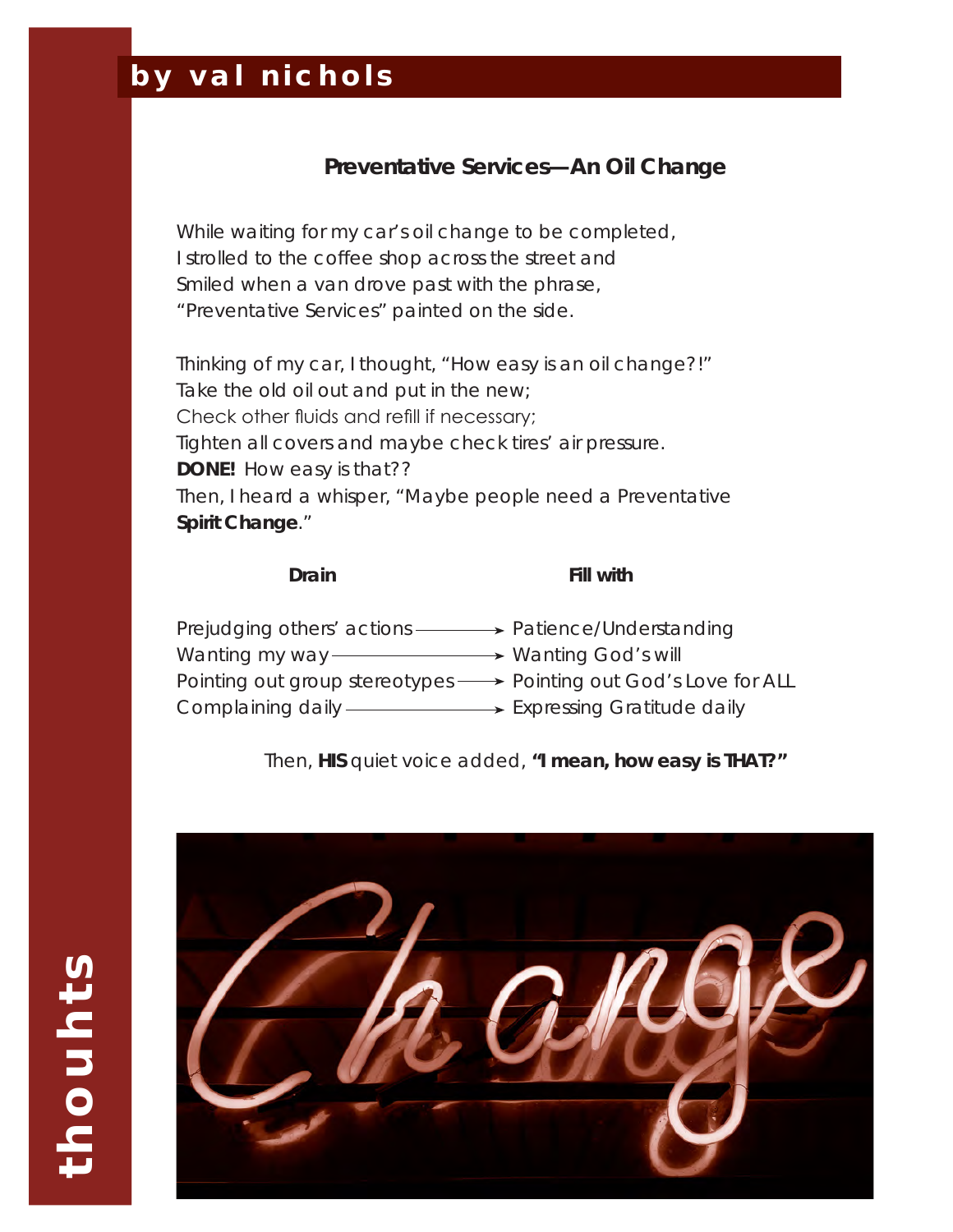by val nichols

## Preventative Services—An Oil Change

While waiting for my car's oil change to be completed,
I strolled to the coffee shop across the street and
Smiled when a van drove past with the phrase,
"Preventative Services" painted on the side.

Thinking of my car, I thought, "How easy is an oil change?!"
Take the old oil out and put in the new;
Check other fluids and refill if necessary;
Tighten all covers and maybe check tires' air pressure.
**DONE!** How easy is that??
Then, I heard a whisper, "Maybe people need a Preventative **Spirit Change**."

| Drain | Fill with |
| --- | --- |
| Prejudging others' actions → | Patience/Understanding |
| Wanting my way → | Wanting God's will |
| Pointing out group stereotypes → | Pointing out God's Love for ALL |
| Complaining daily → | Expressing Gratitude daily |

Then, **HIS** quiet voice added, **"I mean, how easy is THAT?"**

thouhts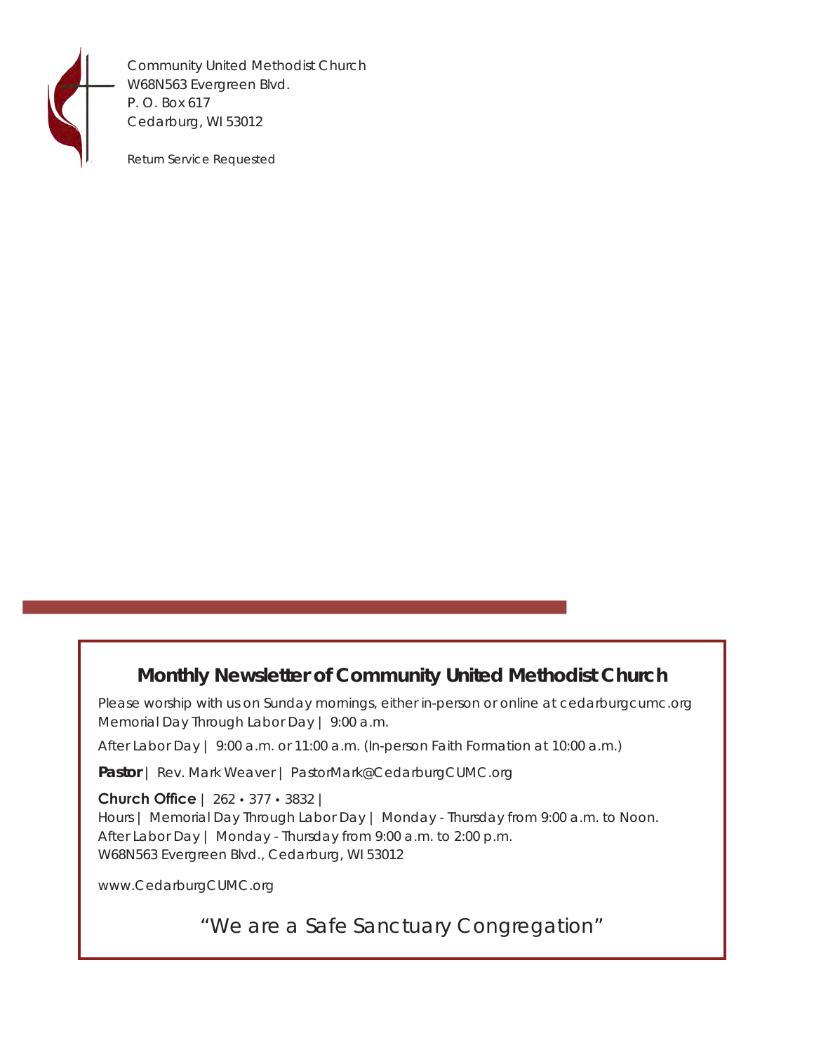Community United Methodist Church
W68N563 Evergreen Blvd.
P. O. Box 617
Cedarburg, WI 53012

Return Service Requested

## Monthly Newsletter of Community United Methodist Church

Please worship with us on Sunday mornings, either in-person or online at cedarburgcumc.org
Memorial Day Through Labor Day | 9:00 a.m.

After Labor Day | 9:00 a.m. or 11:00 a.m. (In-person Faith Formation at 10:00 a.m.)

**Pastor** | Rev. Mark Weaver | PastorMark@CedarburgCUMC.org

**Church Office** | 262 • 377 • 3832 |
Hours | Memorial Day Through Labor Day | Monday - Thursday from 9:00 a.m. to Noon.
After Labor Day | Monday - Thursday from 9:00 a.m. to 2:00 p.m.
W68N563 Evergreen Blvd., Cedarburg, WI 53012

www.CedarburgCUMC.org

"We are a Safe Sanctuary Congregation"